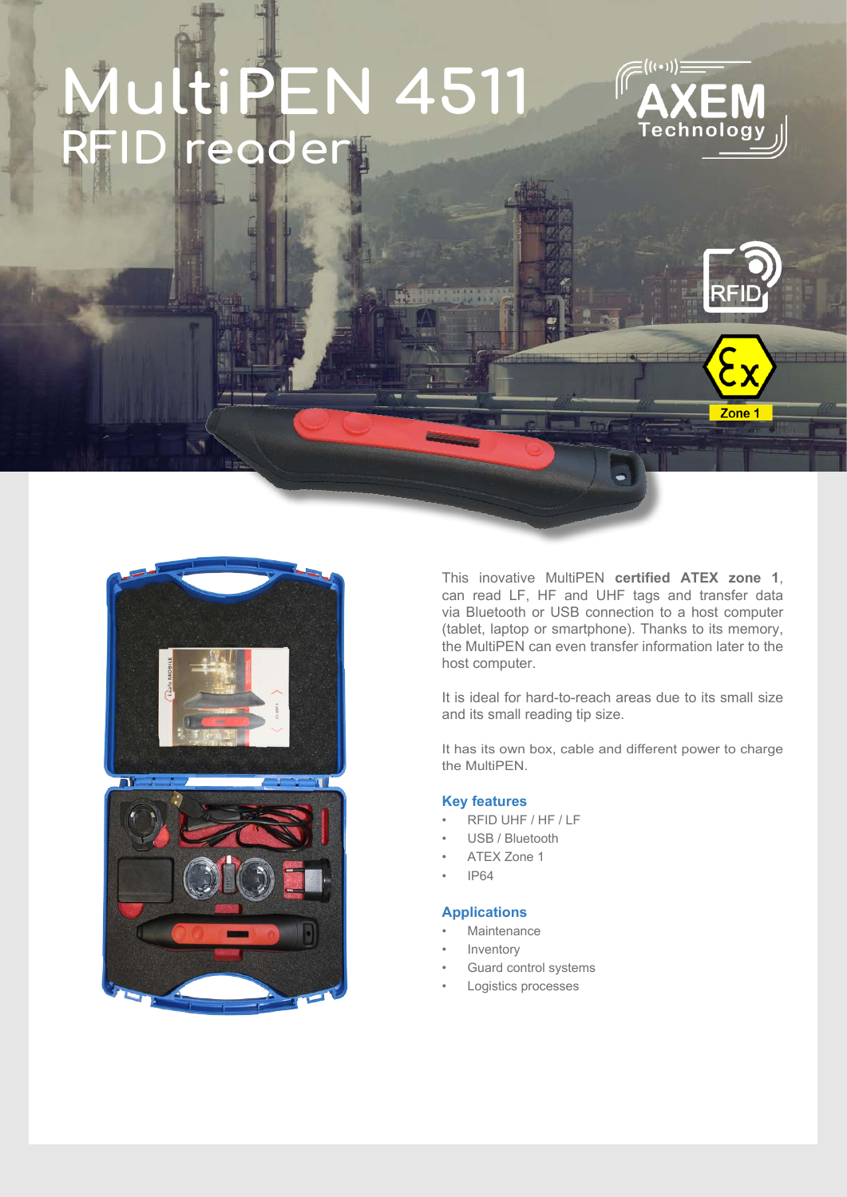# MultiPEN 4511
## RFID reader

AXEM Technology

RFID

Zone 1

This inovative MultiPEN **certified ATEX zone 1**, can read LF, HF and UHF tags and transfer data via Bluetooth or USB connection to a host computer (tablet, laptop or smartphone). Thanks to its memory, the MultiPEN can even transfer information later to the host computer.

It is ideal for hard-to-reach areas due to its small size and its small reading tip size.

It has its own box, cable and different power to charge the MultiPEN.

### Key features

- RFID UHF / HF / LF
- USB / Bluetooth
- ATEX Zone 1
- IP64

### Applications

- Maintenance
- Inventory
- Guard control systems
- Logistics processes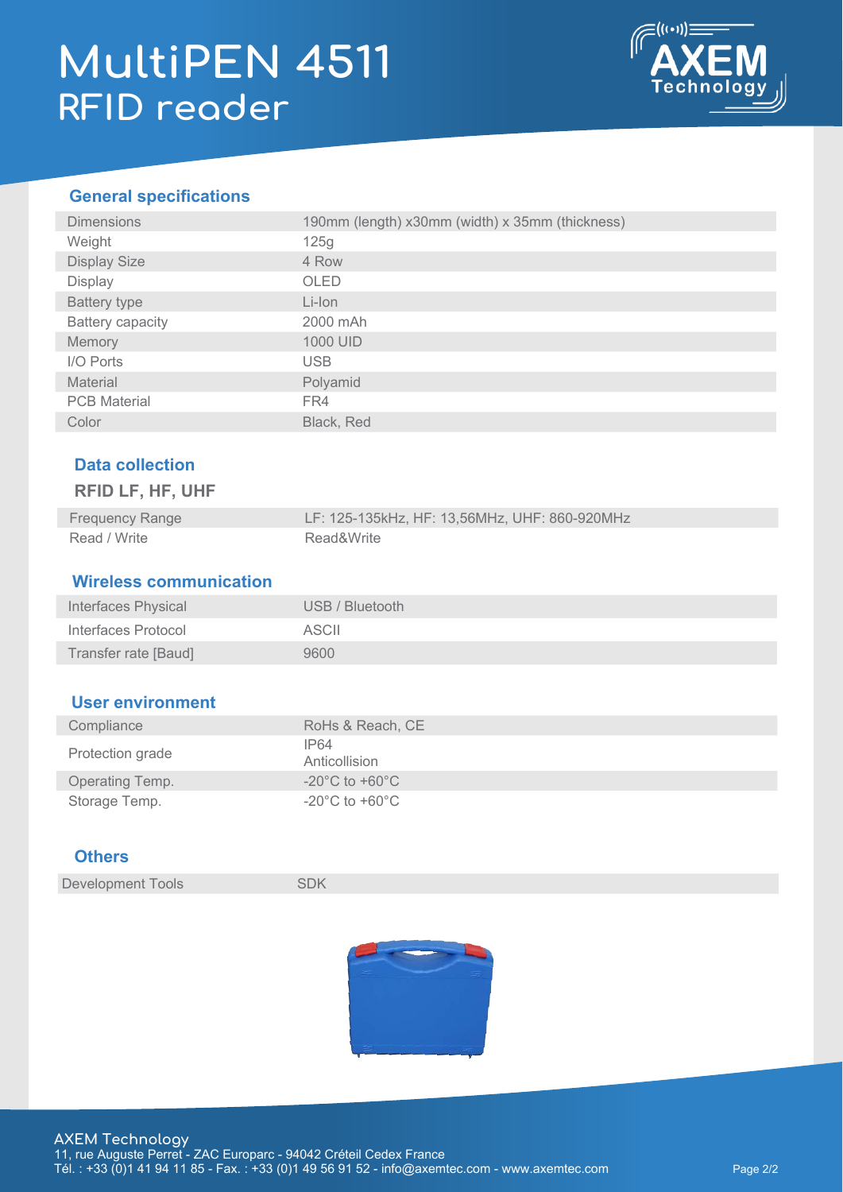# MultiPEN 4511
## RFID reader

### General specifications

| | |
|---|---|
| Dimensions | 190mm (length) x30mm (width) x 35mm (thickness) |
| Weight | 125g |
| Display Size | 4 Row |
| Display | OLED |
| Battery type | Li-Ion |
| Battery capacity | 2000 mAh |
| Memory | 1000 UID |
| I/O Ports | USB |
| Material | Polyamid |
| PCB Material | FR4 |
| Color | Black, Red |

### Data collection

**RFID LF, HF, UHF**

| | |
|---|---|
| Frequency Range | LF: 125-135kHz, HF: 13,56MHz, UHF: 860-920MHz |
| Read / Write | Read&Write |

### Wireless communication

| | |
|---|---|
| Interfaces Physical | USB / Bluetooth |
| Interfaces Protocol | ASCII |
| Transfer rate [Baud] | 9600 |

### User environment

| | |
|---|---|
| Compliance | RoHs & Reach, CE |
| Protection grade | IP64<br>Anticollision |
| Operating Temp. | -20°C to +60°C |
| Storage Temp. | -20°C to +60°C |

### Others

| | |
|---|---|
| Development Tools | SDK |

**AXEM Technology**
11, rue Auguste Perret - ZAC Europarc - 94042 Créteil Cedex France
Tél. : +33 (0)1 41 94 11 85 - Fax. : +33 (0)1 49 56 91 52 - info@axemtec.com - www.axemtec.com